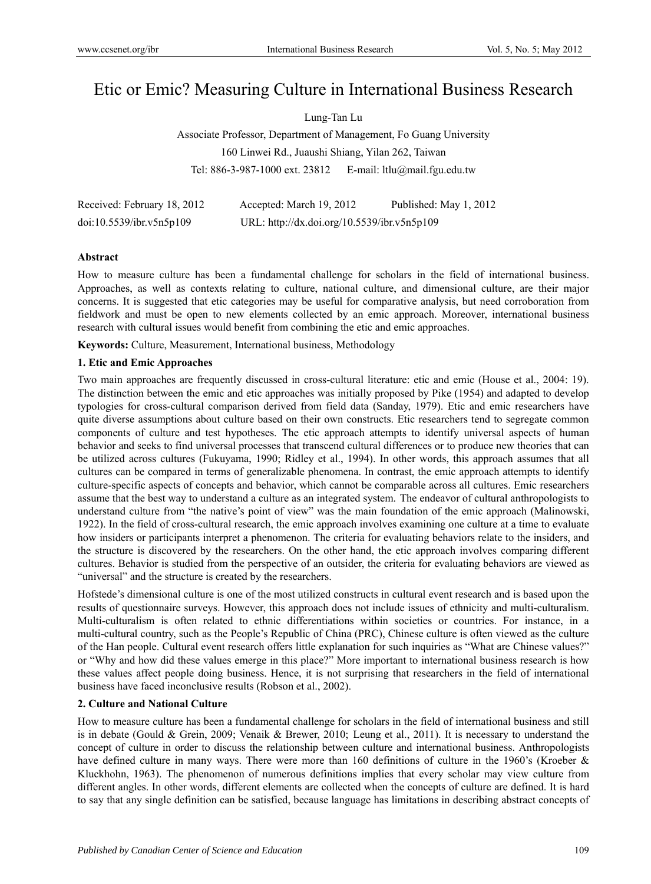# Etic or Emic? Measuring Culture in International Business Research

Lung-Tan Lu

Associate Professor, Department of Management, Fo Guang University

160 Linwei Rd., Juaushi Shiang, Yilan 262, Taiwan

Tel: 886-3-987-1000 ext. 23812 E-mail: ltlu@mail.fgu.edu.tw

Received: February 18, 2012 Accepted: March 19, 2012 Published: May 1, 2012

doi:10.5539/ibr.v5n5p109 URL: http://dx.doi.org/10.5539/ibr.v5n5p109

**Abstract**

How to measure culture has been a fundamental challenge for scholars in the field of international business. Approaches, as well as contexts relating to culture, national culture, and dimensional culture, are their major concerns. It is suggested that etic categories may be useful for comparative analysis, but need corroboration from fieldwork and must be open to new elements collected by an emic approach. Moreover, international business research with cultural issues would benefit from combining the etic and emic approaches.

**Keywords:** Culture, Measurement, International business, Methodology

## 1. Etic and Emic Approaches

Two main approaches are frequently discussed in cross-cultural literature: etic and emic (House et al., 2004: 19). The distinction between the emic and etic approaches was initially proposed by Pike (1954) and adapted to develop typologies for cross-cultural comparison derived from field data (Sanday, 1979). Etic and emic researchers have quite diverse assumptions about culture based on their own constructs. Etic researchers tend to segregate common components of culture and test hypotheses. The etic approach attempts to identify universal aspects of human behavior and seeks to find universal processes that transcend cultural differences or to produce new theories that can be utilized across cultures (Fukuyama, 1990; Ridley et al., 1994). In other words, this approach assumes that all cultures can be compared in terms of generalizable phenomena. In contrast, the emic approach attempts to identify culture-specific aspects of concepts and behavior, which cannot be comparable across all cultures. Emic researchers assume that the best way to understand a culture as an integrated system. The endeavor of cultural anthropologists to understand culture from "the native's point of view" was the main foundation of the emic approach (Malinowski, 1922). In the field of cross-cultural research, the emic approach involves examining one culture at a time to evaluate how insiders or participants interpret a phenomenon. The criteria for evaluating behaviors relate to the insiders, and the structure is discovered by the researchers. On the other hand, the etic approach involves comparing different cultures. Behavior is studied from the perspective of an outsider, the criteria for evaluating behaviors are viewed as "universal" and the structure is created by the researchers.

Hofstede's dimensional culture is one of the most utilized constructs in cultural event research and is based upon the results of questionnaire surveys. However, this approach does not include issues of ethnicity and multi-culturalism. Multi-culturalism is often related to ethnic differentiations within societies or countries. For instance, in a multi-cultural country, such as the People's Republic of China (PRC), Chinese culture is often viewed as the culture of the Han people. Cultural event research offers little explanation for such inquiries as "What are Chinese values?" or "Why and how did these values emerge in this place?" More important to international business research is how these values affect people doing business. Hence, it is not surprising that researchers in the field of international business have faced inconclusive results (Robson et al., 2002).

## 2. Culture and National Culture

How to measure culture has been a fundamental challenge for scholars in the field of international business and still is in debate (Gould & Grein, 2009; Venaik & Brewer, 2010; Leung et al., 2011). It is necessary to understand the concept of culture in order to discuss the relationship between culture and international business. Anthropologists have defined culture in many ways. There were more than 160 definitions of culture in the 1960's (Kroeber & Kluckhohn, 1963). The phenomenon of numerous definitions implies that every scholar may view culture from different angles. In other words, different elements are collected when the concepts of culture are defined. It is hard to say that any single definition can be satisfied, because language has limitations in describing abstract concepts of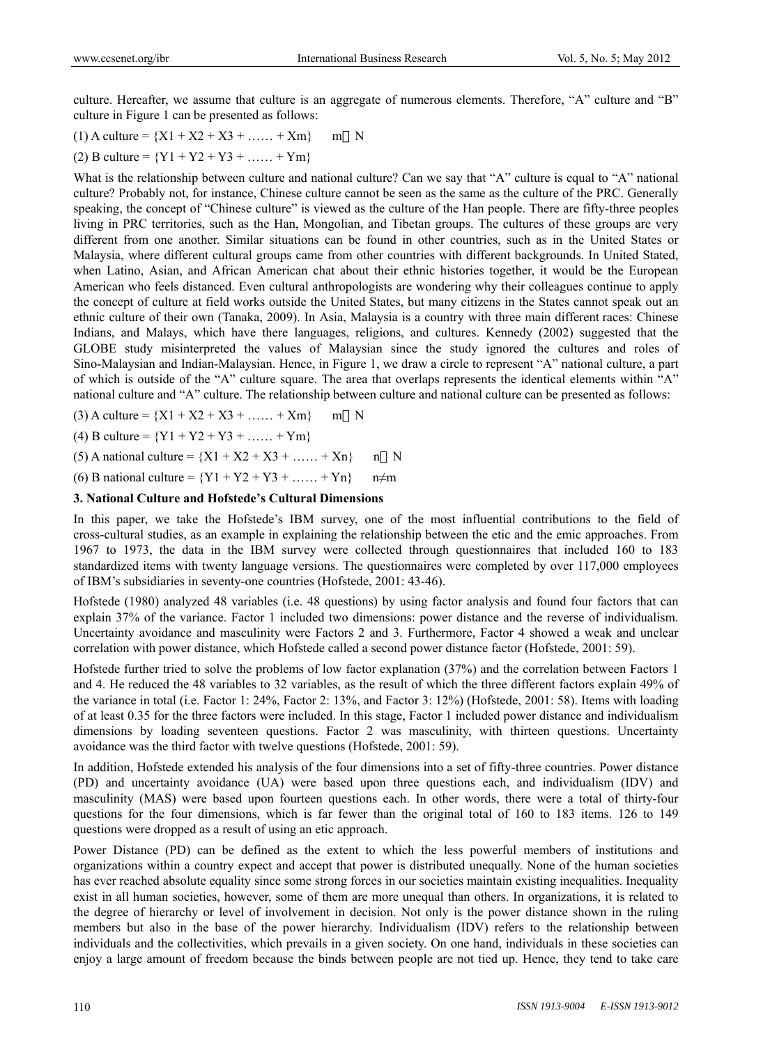culture. Hereafter, we assume that culture is an aggregate of numerous elements. Therefore, "A" culture and "B" culture in Figure 1 can be presented as follows:

(1) A culture = $\{X1 + X2 + X3 + \ldots\ldots + Xm\}$  $m \in N$

(2) B culture = $\{Y1 + Y2 + Y3 + \ldots\ldots + Ym\}$

What is the relationship between culture and national culture? Can we say that "A" culture is equal to "A" national culture? Probably not, for instance, Chinese culture cannot be seen as the same as the culture of the PRC. Generally speaking, the concept of "Chinese culture" is viewed as the culture of the Han people. There are fifty-three peoples living in PRC territories, such as the Han, Mongolian, and Tibetan groups. The cultures of these groups are very different from one another. Similar situations can be found in other countries, such as in the United States or Malaysia, where different cultural groups came from other countries with different backgrounds. In United Stated, when Latino, Asian, and African American chat about their ethnic histories together, it would be the European American who feels distanced. Even cultural anthropologists are wondering why their colleagues continue to apply the concept of culture at field works outside the United States, but many citizens in the States cannot speak out an ethnic culture of their own (Tanaka, 2009). In Asia, Malaysia is a country with three main different races: Chinese Indians, and Malays, which have there languages, religions, and cultures. Kennedy (2002) suggested that the GLOBE study misinterpreted the values of Malaysian since the study ignored the cultures and roles of Sino-Malaysian and Indian-Malaysian. Hence, in Figure 1, we draw a circle to represent "A" national culture, a part of which is outside of the "A" culture square. The area that overlaps represents the identical elements within "A" national culture and "A" culture. The relationship between culture and national culture can be presented as follows:

(3) A culture = $\{X1 + X2 + X3 + \ldots\ldots + Xm\}$  $m \in N$

(4) B culture = $\{Y1 + Y2 + Y3 + \ldots\ldots + Ym\}$

(5) A national culture = $\{X1 + X2 + X3 + \ldots\ldots + Xn\}$  $n \in N$

(6) B national culture = $\{Y1 + Y2 + Y3 + \ldots\ldots + Yn\}$  $n \neq m$

### 3. National Culture and Hofstede's Cultural Dimensions

In this paper, we take the Hofstede's IBM survey, one of the most influential contributions to the field of cross-cultural studies, as an example in explaining the relationship between the etic and the emic approaches. From 1967 to 1973, the data in the IBM survey were collected through questionnaires that included 160 to 183 standardized items with twenty language versions. The questionnaires were completed by over 117,000 employees of IBM's subsidiaries in seventy-one countries (Hofstede, 2001: 43-46).

Hofstede (1980) analyzed 48 variables (i.e. 48 questions) by using factor analysis and found four factors that can explain 37% of the variance. Factor 1 included two dimensions: power distance and the reverse of individualism. Uncertainty avoidance and masculinity were Factors 2 and 3. Furthermore, Factor 4 showed a weak and unclear correlation with power distance, which Hofstede called a second power distance factor (Hofstede, 2001: 59).

Hofstede further tried to solve the problems of low factor explanation (37%) and the correlation between Factors 1 and 4. He reduced the 48 variables to 32 variables, as the result of which the three different factors explain 49% of the variance in total (i.e. Factor 1: 24%, Factor 2: 13%, and Factor 3: 12%) (Hofstede, 2001: 58). Items with loading of at least 0.35 for the three factors were included. In this stage, Factor 1 included power distance and individualism dimensions by loading seventeen questions. Factor 2 was masculinity, with thirteen questions. Uncertainty avoidance was the third factor with twelve questions (Hofstede, 2001: 59).

In addition, Hofstede extended his analysis of the four dimensions into a set of fifty-three countries. Power distance (PD) and uncertainty avoidance (UA) were based upon three questions each, and individualism (IDV) and masculinity (MAS) were based upon fourteen questions each. In other words, there were a total of thirty-four questions for the four dimensions, which is far fewer than the original total of 160 to 183 items. 126 to 149 questions were dropped as a result of using an etic approach.

Power Distance (PD) can be defined as the extent to which the less powerful members of institutions and organizations within a country expect and accept that power is distributed unequally. None of the human societies has ever reached absolute equality since some strong forces in our societies maintain existing inequalities. Inequality exist in all human societies, however, some of them are more unequal than others. In organizations, it is related to the degree of hierarchy or level of involvement in decision. Not only is the power distance shown in the ruling members but also in the base of the power hierarchy. Individualism (IDV) refers to the relationship between individuals and the collectivities, which prevails in a given society. On one hand, individuals in these societies can enjoy a large amount of freedom because the binds between people are not tied up. Hence, they tend to take care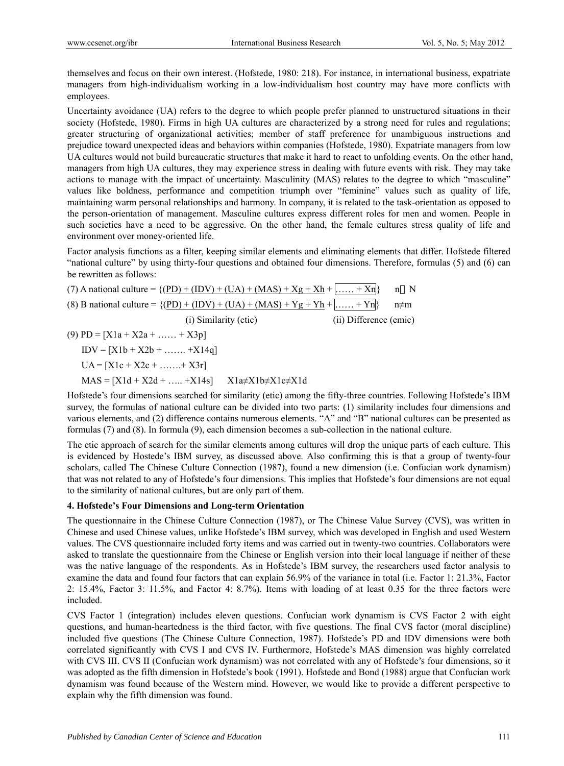themselves and focus on their own interest. (Hofstede, 1980: 218). For instance, in international business, expatriate managers from high-individualism working in a low-individualism host country may have more conflicts with employees.

Uncertainty avoidance (UA) refers to the degree to which people prefer planned to unstructured situations in their society (Hofstede, 1980). Firms in high UA cultures are characterized by a strong need for rules and regulations; greater structuring of organizational activities; member of staff preference for unambiguous instructions and prejudice toward unexpected ideas and behaviors within companies (Hofstede, 1980). Expatriate managers from low UA cultures would not build bureaucratic structures that make it hard to react to unfolding events. On the other hand, managers from high UA cultures, they may experience stress in dealing with future events with risk. They may take actions to manage with the impact of uncertainty. Masculinity (MAS) relates to the degree to which "masculine" values like boldness, performance and competition triumph over "feminine" values such as quality of life, maintaining warm personal relationships and harmony. In company, it is related to the task-orientation as opposed to the person-orientation of management. Masculine cultures express different roles for men and women. People in such societies have a need to be aggressive. On the other hand, the female cultures stress quality of life and environment over money-oriented life.

Factor analysis functions as a filter, keeping similar elements and eliminating elements that differ. Hofstede filtered "national culture" by using thirty-four questions and obtained four dimensions. Therefore, formulas (5) and (6) can be rewritten as follows:

(7) A national culture = {(PD) + (IDV) + (UA) + (MAS) + Xg + Xh + …… + Xn}  n ∈ N

(8) B national culture = {(PD) + (IDV) + (UA) + (MAS) + Yg + Yh + …… + Yn}  n≠m

(i) Similarity (etic)  (ii) Difference (emic)

(9) PD = [X1a + X2a + …… + X3p]

IDV = [X1b + X2b + ……. +X14q]

UA = [X1c + X2c + …….+ X3r]

MAS = [X1d + X2d + ….. +X14s]  X1a≠X1b≠X1c≠X1d

Hofstede's four dimensions searched for similarity (etic) among the fifty-three countries. Following Hofstede's IBM survey, the formulas of national culture can be divided into two parts: (1) similarity includes four dimensions and various elements, and (2) difference contains numerous elements. "A" and "B" national cultures can be presented as formulas (7) and (8). In formula (9), each dimension becomes a sub-collection in the national culture.

The etic approach of search for the similar elements among cultures will drop the unique parts of each culture. This is evidenced by Hostede's IBM survey, as discussed above. Also confirming this is that a group of twenty-four scholars, called The Chinese Culture Connection (1987), found a new dimension (i.e. Confucian work dynamism) that was not related to any of Hofstede's four dimensions. This implies that Hofstede's four dimensions are not equal to the similarity of national cultures, but are only part of them.

### 4. Hofstede's Four Dimensions and Long-term Orientation

The questionnaire in the Chinese Culture Connection (1987), or The Chinese Value Survey (CVS), was written in Chinese and used Chinese values, unlike Hofstede's IBM survey, which was developed in English and used Western values. The CVS questionnaire included forty items and was carried out in twenty-two countries. Collaborators were asked to translate the questionnaire from the Chinese or English version into their local language if neither of these was the native language of the respondents. As in Hofstede's IBM survey, the researchers used factor analysis to examine the data and found four factors that can explain 56.9% of the variance in total (i.e. Factor 1: 21.3%, Factor 2: 15.4%, Factor 3: 11.5%, and Factor 4: 8.7%). Items with loading of at least 0.35 for the three factors were included.

CVS Factor 1 (integration) includes eleven questions. Confucian work dynamism is CVS Factor 2 with eight questions, and human-heartedness is the third factor, with five questions. The final CVS factor (moral discipline) included five questions (The Chinese Culture Connection, 1987). Hofstede's PD and IDV dimensions were both correlated significantly with CVS I and CVS IV. Furthermore, Hofstede's MAS dimension was highly correlated with CVS III. CVS II (Confucian work dynamism) was not correlated with any of Hofstede's four dimensions, so it was adopted as the fifth dimension in Hofstede's book (1991). Hofstede and Bond (1988) argue that Confucian work dynamism was found because of the Western mind. However, we would like to provide a different perspective to explain why the fifth dimension was found.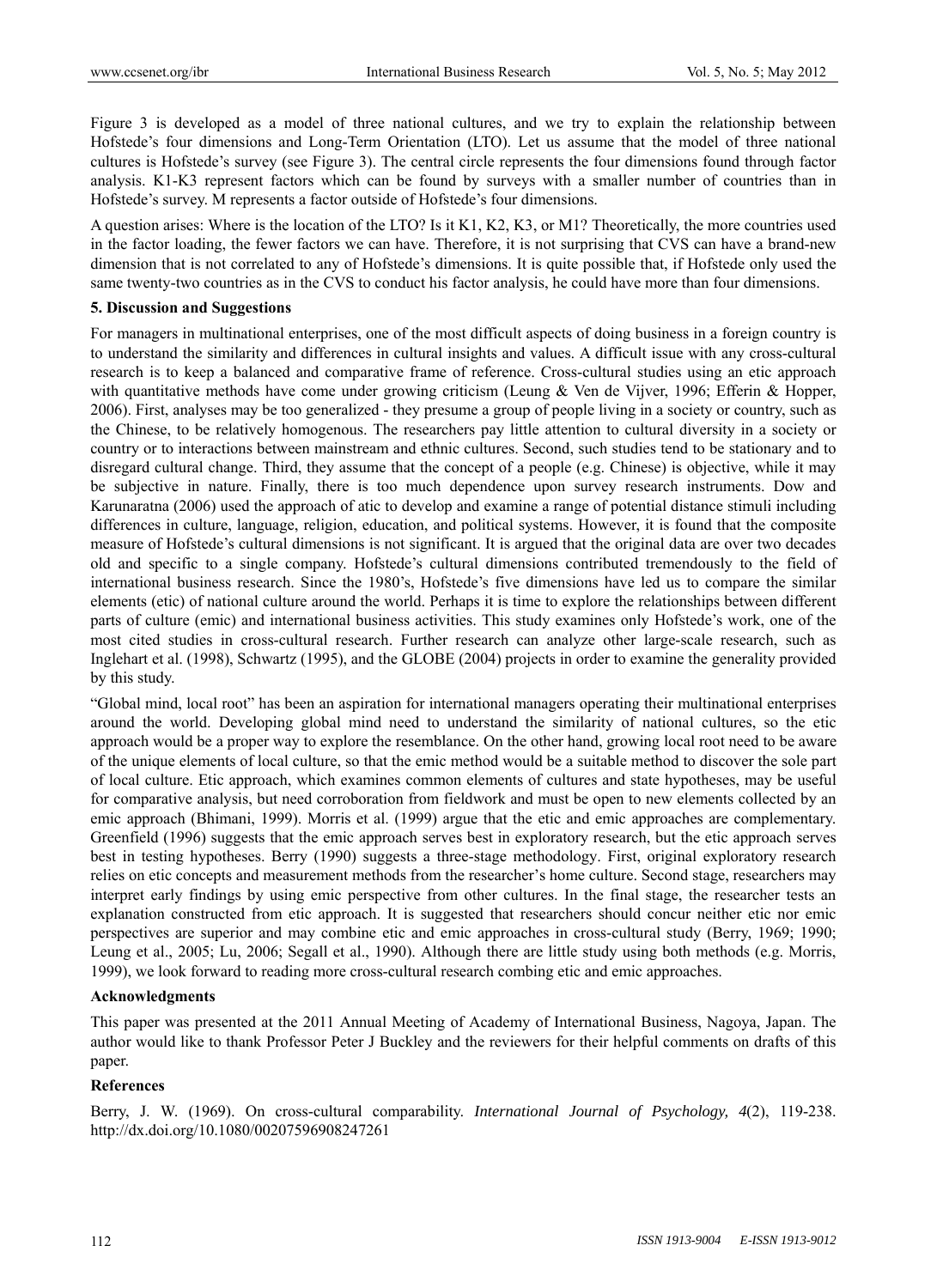Figure 3 is developed as a model of three national cultures, and we try to explain the relationship between Hofstede's four dimensions and Long-Term Orientation (LTO). Let us assume that the model of three national cultures is Hofstede's survey (see Figure 3). The central circle represents the four dimensions found through factor analysis. K1-K3 represent factors which can be found by surveys with a smaller number of countries than in Hofstede's survey. M represents a factor outside of Hofstede's four dimensions.

A question arises: Where is the location of the LTO? Is it K1, K2, K3, or M1? Theoretically, the more countries used in the factor loading, the fewer factors we can have. Therefore, it is not surprising that CVS can have a brand-new dimension that is not correlated to any of Hofstede's dimensions. It is quite possible that, if Hofstede only used the same twenty-two countries as in the CVS to conduct his factor analysis, he could have more than four dimensions.

## 5. Discussion and Suggestions

For managers in multinational enterprises, one of the most difficult aspects of doing business in a foreign country is to understand the similarity and differences in cultural insights and values. A difficult issue with any cross-cultural research is to keep a balanced and comparative frame of reference. Cross-cultural studies using an etic approach with quantitative methods have come under growing criticism (Leung & Ven de Vijver, 1996; Efferin & Hopper, 2006). First, analyses may be too generalized - they presume a group of people living in a society or country, such as the Chinese, to be relatively homogenous. The researchers pay little attention to cultural diversity in a society or country or to interactions between mainstream and ethnic cultures. Second, such studies tend to be stationary and to disregard cultural change. Third, they assume that the concept of a people (e.g. Chinese) is objective, while it may be subjective in nature. Finally, there is too much dependence upon survey research instruments. Dow and Karunaratna (2006) used the approach of atic to develop and examine a range of potential distance stimuli including differences in culture, language, religion, education, and political systems. However, it is found that the composite measure of Hofstede's cultural dimensions is not significant. It is argued that the original data are over two decades old and specific to a single company. Hofstede's cultural dimensions contributed tremendously to the field of international business research. Since the 1980's, Hofstede's five dimensions have led us to compare the similar elements (etic) of national culture around the world. Perhaps it is time to explore the relationships between different parts of culture (emic) and international business activities. This study examines only Hofstede's work, one of the most cited studies in cross-cultural research. Further research can analyze other large-scale research, such as Inglehart et al. (1998), Schwartz (1995), and the GLOBE (2004) projects in order to examine the generality provided by this study.

"Global mind, local root" has been an aspiration for international managers operating their multinational enterprises around the world. Developing global mind need to understand the similarity of national cultures, so the etic approach would be a proper way to explore the resemblance. On the other hand, growing local root need to be aware of the unique elements of local culture, so that the emic method would be a suitable method to discover the sole part of local culture. Etic approach, which examines common elements of cultures and state hypotheses, may be useful for comparative analysis, but need corroboration from fieldwork and must be open to new elements collected by an emic approach (Bhimani, 1999). Morris et al. (1999) argue that the etic and emic approaches are complementary. Greenfield (1996) suggests that the emic approach serves best in exploratory research, but the etic approach serves best in testing hypotheses. Berry (1990) suggests a three-stage methodology. First, original exploratory research relies on etic concepts and measurement methods from the researcher's home culture. Second stage, researchers may interpret early findings by using emic perspective from other cultures. In the final stage, the researcher tests an explanation constructed from etic approach. It is suggested that researchers should concur neither etic nor emic perspectives are superior and may combine etic and emic approaches in cross-cultural study (Berry, 1969; 1990; Leung et al., 2005; Lu, 2006; Segall et al., 1990). Although there are little study using both methods (e.g. Morris, 1999), we look forward to reading more cross-cultural research combing etic and emic approaches.

## Acknowledgments

This paper was presented at the 2011 Annual Meeting of Academy of International Business, Nagoya, Japan. The author would like to thank Professor Peter J Buckley and the reviewers for their helpful comments on drafts of this paper.

## References

Berry, J. W. (1969). On cross-cultural comparability. *International Journal of Psychology, 4*(2), 119-238. http://dx.doi.org/10.1080/00207596908247261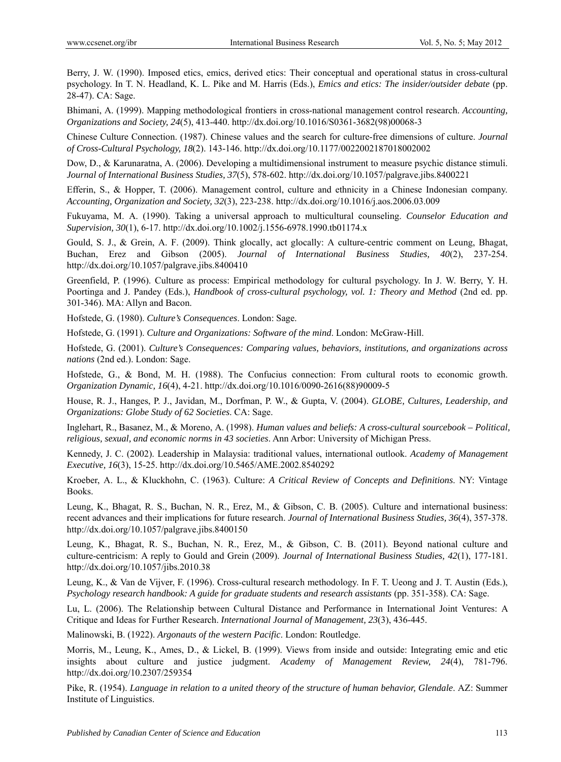Berry, J. W. (1990). Imposed etics, emics, derived etics: Their conceptual and operational status in cross-cultural psychology. In T. N. Headland, K. L. Pike and M. Harris (Eds.), *Emics and etics: The insider/outsider debate* (pp. 28-47). CA: Sage.

Bhimani, A. (1999). Mapping methodological frontiers in cross-national management control research. *Accounting, Organizations and Society, 24*(5), 413-440. http://dx.doi.org/10.1016/S0361-3682(98)00068-3

Chinese Culture Connection. (1987). Chinese values and the search for culture-free dimensions of culture. *Journal of Cross-Cultural Psychology, 18*(2). 143-146. http://dx.doi.org/10.1177/0022002187018002002

Dow, D., & Karunaratna, A. (2006). Developing a multidimensional instrument to measure psychic distance stimuli. *Journal of International Business Studies, 37*(5), 578-602. http://dx.doi.org/10.1057/palgrave.jibs.8400221

Efferin, S., & Hopper, T. (2006). Management control, culture and ethnicity in a Chinese Indonesian company. *Accounting, Organization and Society, 32*(3), 223-238. http://dx.doi.org/10.1016/j.aos.2006.03.009

Fukuyama, M. A. (1990). Taking a universal approach to multicultural counseling. *Counselor Education and Supervision, 30*(1), 6-17. http://dx.doi.org/10.1002/j.1556-6978.1990.tb01174.x

Gould, S. J., & Grein, A. F. (2009). Think glocally, act glocally: A culture-centric comment on Leung, Bhagat, Buchan, Erez and Gibson (2005). *Journal of International Business Studies, 40*(2), 237-254. http://dx.doi.org/10.1057/palgrave.jibs.8400410

Greenfield, P. (1996). Culture as process: Empirical methodology for cultural psychology. In J. W. Berry, Y. H. Poortinga and J. Pandey (Eds.), *Handbook of cross-cultural psychology, vol. 1: Theory and Method* (2nd ed. pp. 301-346). MA: Allyn and Bacon.

Hofstede, G. (1980). *Culture's Consequences*. London: Sage.

Hofstede, G. (1991). *Culture and Organizations: Software of the mind*. London: McGraw-Hill.

Hofstede, G. (2001). *Culture's Consequences: Comparing values, behaviors, institutions, and organizations across nations* (2nd ed.). London: Sage.

Hofstede, G., & Bond, M. H. (1988). The Confucius connection: From cultural roots to economic growth. *Organization Dynamic, 16*(4), 4-21. http://dx.doi.org/10.1016/0090-2616(88)90009-5

House, R. J., Hanges, P. J., Javidan, M., Dorfman, P. W., & Gupta, V. (2004). *GLOBE, Cultures, Leadership, and Organizations: Globe Study of 62 Societies*. CA: Sage.

Inglehart, R., Basanez, M., & Moreno, A. (1998). *Human values and beliefs: A cross-cultural sourcebook – Political, religious, sexual, and economic norms in 43 societies*. Ann Arbor: University of Michigan Press.

Kennedy, J. C. (2002). Leadership in Malaysia: traditional values, international outlook. *Academy of Management Executive, 16*(3), 15-25. http://dx.doi.org/10.5465/AME.2002.8540292

Kroeber, A. L., & Kluckhohn, C. (1963). Culture: *A Critical Review of Concepts and Definitions*. NY: Vintage Books.

Leung, K., Bhagat, R. S., Buchan, N. R., Erez, M., & Gibson, C. B. (2005). Culture and international business: recent advances and their implications for future research. *Journal of International Business Studies, 36*(4), 357-378. http://dx.doi.org/10.1057/palgrave.jibs.8400150

Leung, K., Bhagat, R. S., Buchan, N. R., Erez, M., & Gibson, C. B. (2011). Beyond national culture and culture-centricism: A reply to Gould and Grein (2009). *Journal of International Business Studies, 42*(1), 177-181. http://dx.doi.org/10.1057/jibs.2010.38

Leung, K., & Van de Vijver, F. (1996). Cross-cultural research methodology. In F. T. Ueong and J. T. Austin (Eds.), *Psychology research handbook: A guide for graduate students and research assistants* (pp. 351-358). CA: Sage.

Lu, L. (2006). The Relationship between Cultural Distance and Performance in International Joint Ventures: A Critique and Ideas for Further Research. *International Journal of Management, 23*(3), 436-445.

Malinowski, B. (1922). *Argonauts of the western Pacific*. London: Routledge.

Morris, M., Leung, K., Ames, D., & Lickel, B. (1999). Views from inside and outside: Integrating emic and etic insights about culture and justice judgment. *Academy of Management Review, 24*(4), 781-796. http://dx.doi.org/10.2307/259354

Pike, R. (1954). *Language in relation to a united theory of the structure of human behavior, Glendale*. AZ: Summer Institute of Linguistics.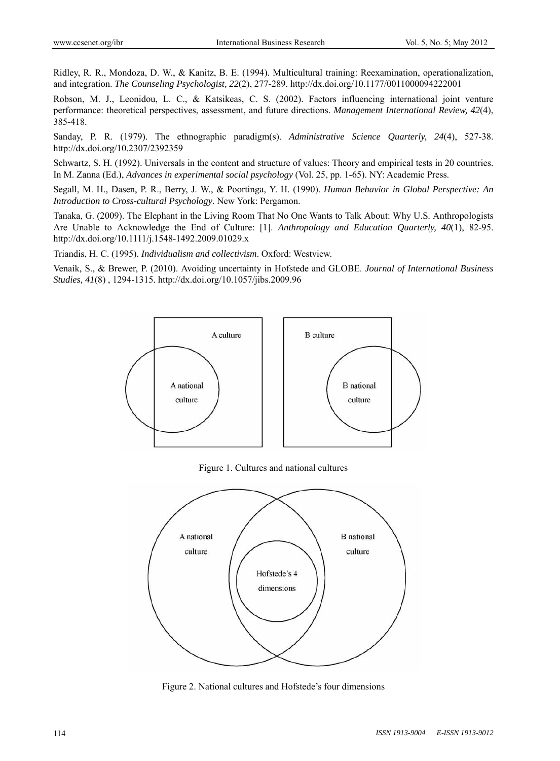Ridley, R. R., Mondoza, D. W., & Kanitz, B. E. (1994). Multicultural training: Reexamination, operationalization, and integration. *The Counseling Psychologist, 22*(2), 277-289. http://dx.doi.org/10.1177/0011000094222001

Robson, M. J., Leonidou, L. C., & Katsikeas, C. S. (2002). Factors influencing international joint venture performance: theoretical perspectives, assessment, and future directions. *Management International Review, 42*(4), 385-418.

Sanday, P. R. (1979). The ethnographic paradigm(s). *Administrative Science Quarterly, 24*(4), 527-38. http://dx.doi.org/10.2307/2392359

Schwartz, S. H. (1992). Universals in the content and structure of values: Theory and empirical tests in 20 countries. In M. Zanna (Ed.), *Advances in experimental social psychology* (Vol. 25, pp. 1-65). NY: Academic Press.

Segall, M. H., Dasen, P. R., Berry, J. W., & Poortinga, Y. H. (1990). *Human Behavior in Global Perspective: An Introduction to Cross-cultural Psychology*. New York: Pergamon.

Tanaka, G. (2009). The Elephant in the Living Room That No One Wants to Talk About: Why U.S. Anthropologists Are Unable to Acknowledge the End of Culture: [1]. *Anthropology and Education Quarterly, 40*(1), 82-95. http://dx.doi.org/10.1111/j.1548-1492.2009.01029.x

Triandis, H. C. (1995). *Individualism and collectivism*. Oxford: Westview.

Venaik, S., & Brewer, P. (2010). Avoiding uncertainty in Hofstede and GLOBE. *Journal of International Business Studies, 41*(8) , 1294-1315. http://dx.doi.org/10.1057/jibs.2009.96

Figure 1. Cultures and national cultures

Figure 2. National cultures and Hofstede's four dimensions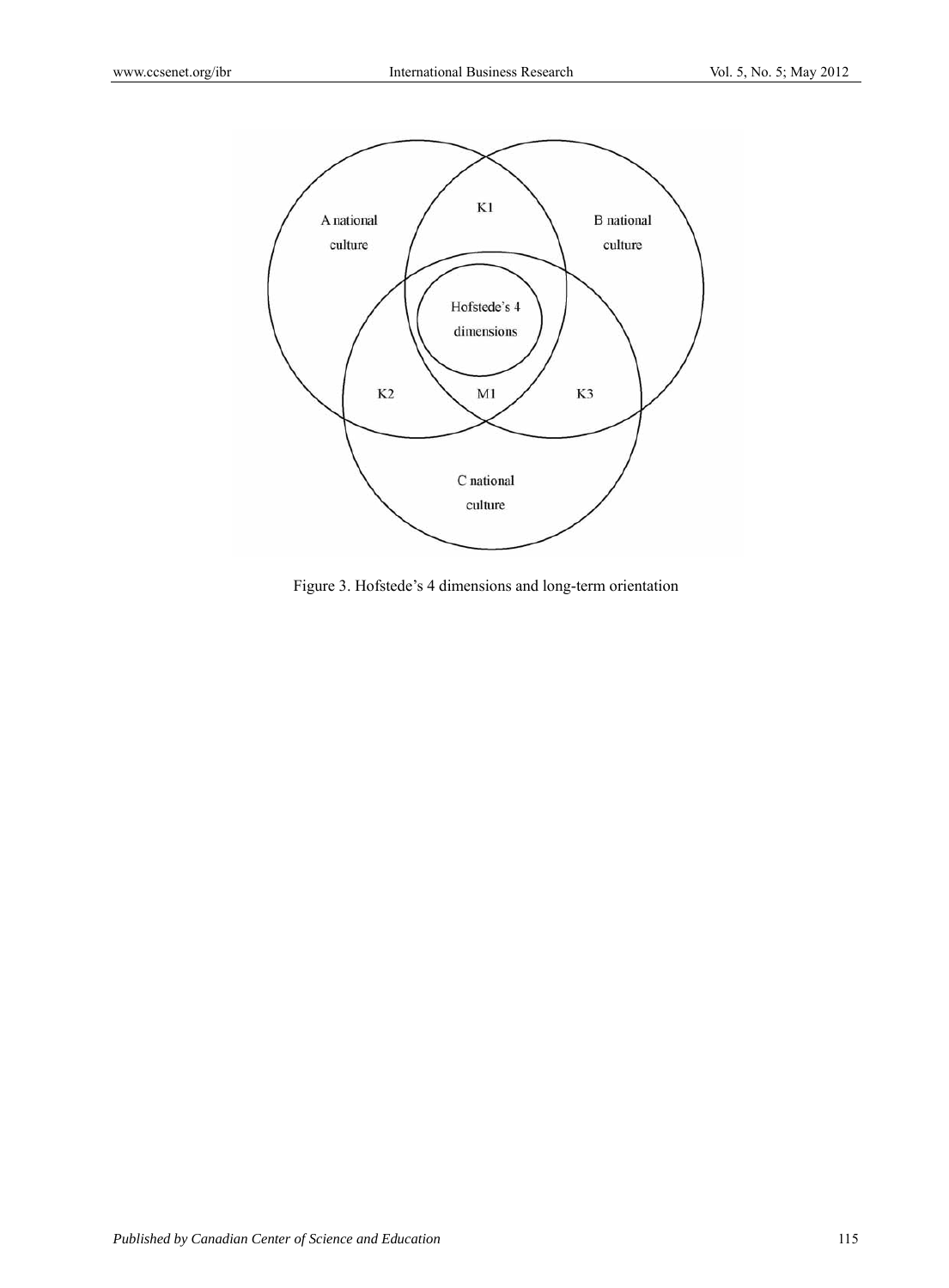A national culture

K1

B national culture

Hofstede's 4 dimensions

K2

M1

K3

C national culture

Figure 3. Hofstede's 4 dimensions and long-term orientation